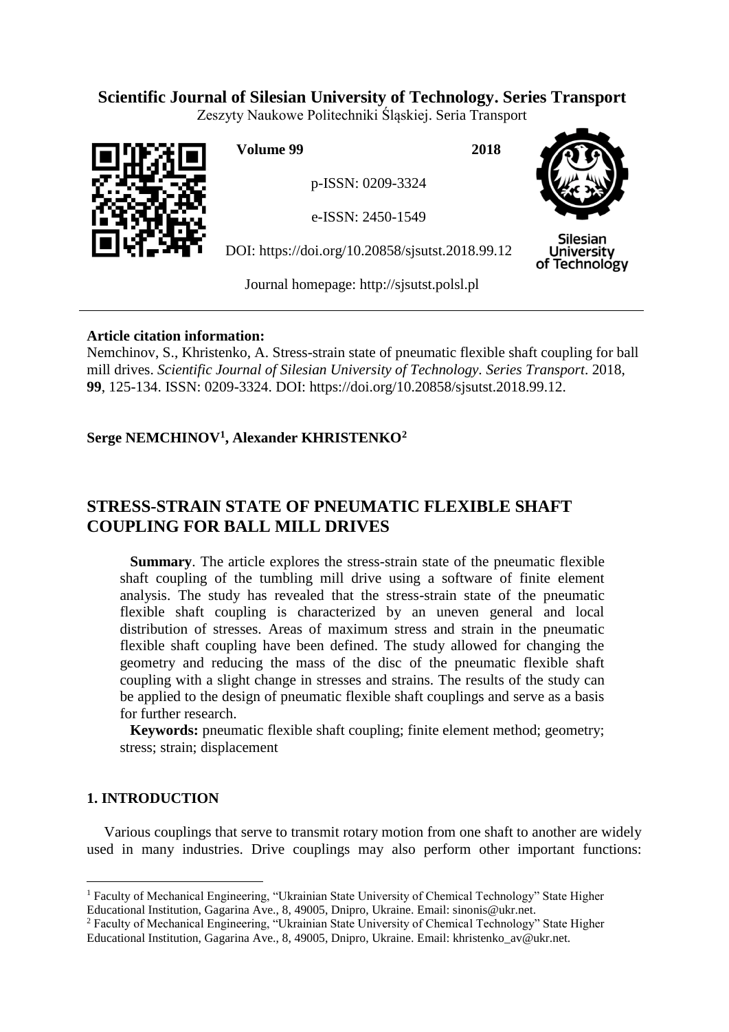**Scientific Journal of Silesian University of Technology. Series Transport**

Zeszyty Naukowe Politechniki Śląskiej. Seria Transport

**Volume 99** **2018**

p-ISSN: 0209-3324

e-ISSN: 2450-1549

DOI: https://doi.org/10.20858/sjsutst.2018.99.12

Journal homepage: http://sjsutst.polsl.pl

---

**Article citation information:**

Nemchinov, S., Khristenko, A. Stress-strain state of pneumatic flexible shaft coupling for ball mill drives. *Scientific Journal of Silesian University of Technology. Series Transport*. 2018, **99**, 125-134. ISSN: 0209-3324. DOI: https://doi.org/10.20858/sjsutst.2018.99.12.

**Serge NEMCHINOV[1], Alexander KHRISTENKO[2]**

# STRESS-STRAIN STATE OF PNEUMATIC FLEXIBLE SHAFT COUPLING FOR BALL MILL DRIVES

**Summary**. The article explores the stress-strain state of the pneumatic flexible shaft coupling of the tumbling mill drive using a software of finite element analysis. The study has revealed that the stress-strain state of the pneumatic flexible shaft coupling is characterized by an uneven general and local distribution of stresses. Areas of maximum stress and strain in the pneumatic flexible shaft coupling have been defined. The study allowed for changing the geometry and reducing the mass of the disc of the pneumatic flexible shaft coupling with a slight change in stresses and strains. The results of the study can be applied to the design of pneumatic flexible shaft couplings and serve as a basis for further research.

**Keywords:** pneumatic flexible shaft coupling; finite element method; geometry; stress; strain; displacement

## 1. INTRODUCTION

Various couplings that serve to transmit rotary motion from one shaft to another are widely used in many industries. Drive couplings may also perform other important functions:

---

[1] Faculty of Mechanical Engineering, "Ukrainian State University of Chemical Technology" State Higher Educational Institution, Gagarina Ave., 8, 49005, Dnipro, Ukraine. Email: sinonis@ukr.net.

[2] Faculty of Mechanical Engineering, "Ukrainian State University of Chemical Technology" State Higher Educational Institution, Gagarina Ave., 8, 49005, Dnipro, Ukraine. Email: khristenko_av@ukr.net.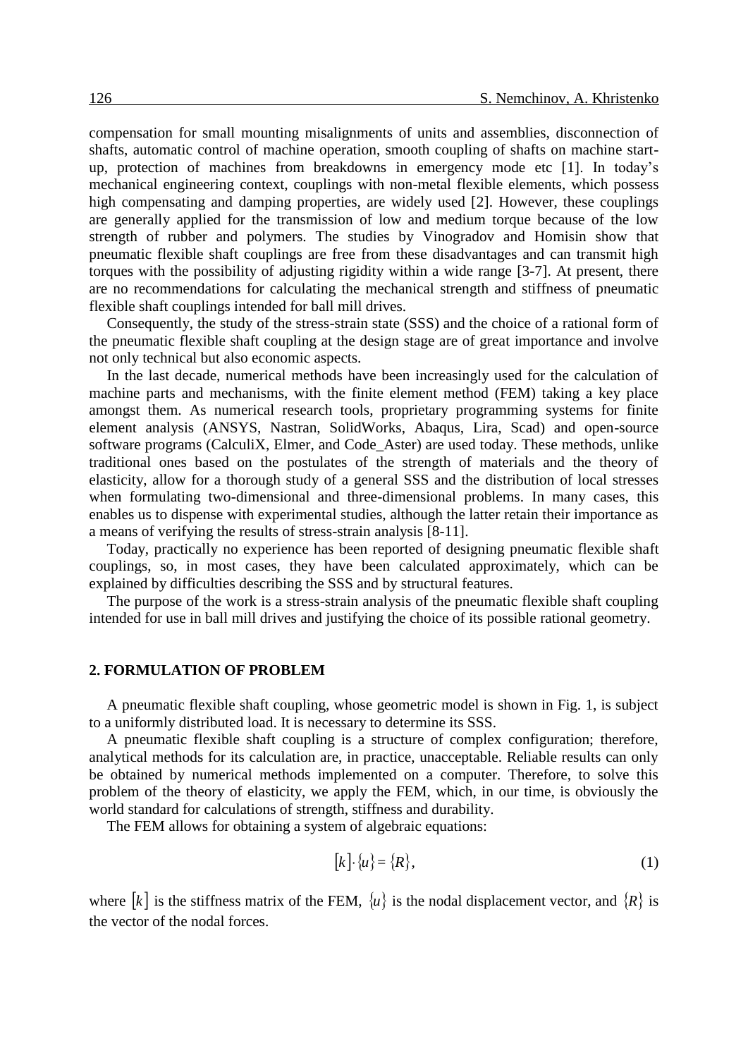compensation for small mounting misalignments of units and assemblies, disconnection of shafts, automatic control of machine operation, smooth coupling of shafts on machine start-up, protection of machines from breakdowns in emergency mode etc [1]. In today's mechanical engineering context, couplings with non-metal flexible elements, which possess high compensating and damping properties, are widely used [2]. However, these couplings are generally applied for the transmission of low and medium torque because of the low strength of rubber and polymers. The studies by Vinogradov and Homisin show that pneumatic flexible shaft couplings are free from these disadvantages and can transmit high torques with the possibility of adjusting rigidity within a wide range [3-7]. At present, there are no recommendations for calculating the mechanical strength and stiffness of pneumatic flexible shaft couplings intended for ball mill drives.

Consequently, the study of the stress-strain state (SSS) and the choice of a rational form of the pneumatic flexible shaft coupling at the design stage are of great importance and involve not only technical but also economic aspects.

In the last decade, numerical methods have been increasingly used for the calculation of machine parts and mechanisms, with the finite element method (FEM) taking a key place amongst them. As numerical research tools, proprietary programming systems for finite element analysis (ANSYS, Nastran, SolidWorks, Abaqus, Lira, Scad) and open-source software programs (CalculiX, Elmer, and Code_Aster) are used today. These methods, unlike traditional ones based on the postulates of the strength of materials and the theory of elasticity, allow for a thorough study of a general SSS and the distribution of local stresses when formulating two-dimensional and three-dimensional problems. In many cases, this enables us to dispense with experimental studies, although the latter retain their importance as a means of verifying the results of stress-strain analysis [8-11].

Today, practically no experience has been reported of designing pneumatic flexible shaft couplings, so, in most cases, they have been calculated approximately, which can be explained by difficulties describing the SSS and by structural features.

The purpose of the work is a stress-strain analysis of the pneumatic flexible shaft coupling intended for use in ball mill drives and justifying the choice of its possible rational geometry.

## 2. FORMULATION OF PROBLEM

A pneumatic flexible shaft coupling, whose geometric model is shown in Fig. 1, is subject to a uniformly distributed load. It is necessary to determine its SSS.

A pneumatic flexible shaft coupling is a structure of complex configuration; therefore, analytical methods for its calculation are, in practice, unacceptable. Reliable results can only be obtained by numerical methods implemented on a computer. Therefore, to solve this problem of the theory of elasticity, we apply the FEM, which, in our time, is obviously the world standard for calculations of strength, stiffness and durability.

The FEM allows for obtaining a system of algebraic equations:

$$[k]\cdot\{u\}=\{R\}, \tag{1}$$

where $[k]$ is the stiffness matrix of the FEM, $\{u\}$ is the nodal displacement vector, and $\{R\}$ is the vector of the nodal forces.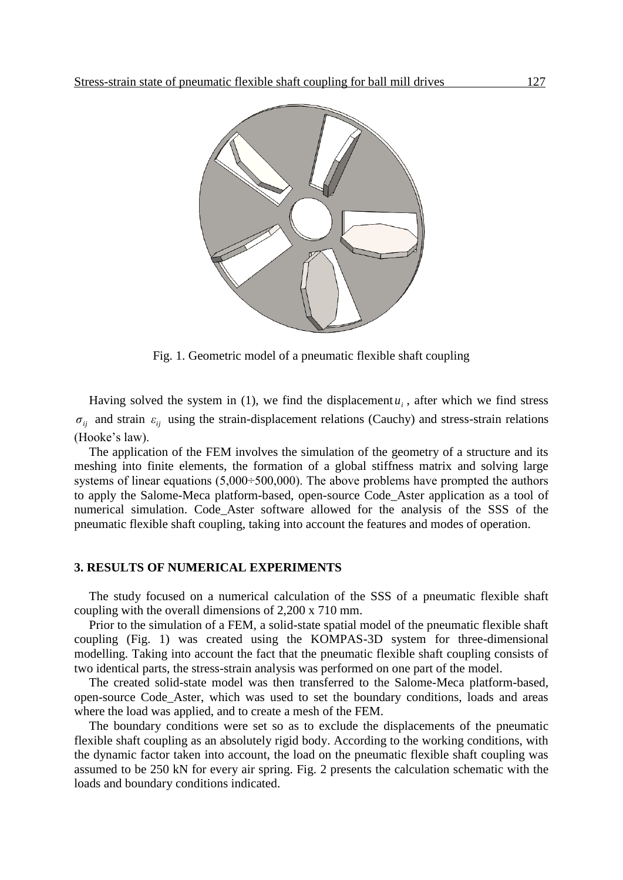Fig. 1. Geometric model of a pneumatic flexible shaft coupling

Having solved the system in (1), we find the displacement $u_i$, after which we find stress $\sigma_{ij}$ and strain $\varepsilon_{ij}$ using the strain-displacement relations (Cauchy) and stress-strain relations (Hooke's law).

The application of the FEM involves the simulation of the geometry of a structure and its meshing into finite elements, the formation of a global stiffness matrix and solving large systems of linear equations (5,000÷500,000). The above problems have prompted the authors to apply the Salome-Meca platform-based, open-source Code_Aster application as a tool of numerical simulation. Code_Aster software allowed for the analysis of the SSS of the pneumatic flexible shaft coupling, taking into account the features and modes of operation.

## 3. RESULTS OF NUMERICAL EXPERIMENTS

The study focused on a numerical calculation of the SSS of a pneumatic flexible shaft coupling with the overall dimensions of 2,200 x 710 mm.

Prior to the simulation of a FEM, a solid-state spatial model of the pneumatic flexible shaft coupling (Fig. 1) was created using the KOMPAS-3D system for three-dimensional modelling. Taking into account the fact that the pneumatic flexible shaft coupling consists of two identical parts, the stress-strain analysis was performed on one part of the model.

The created solid-state model was then transferred to the Salome-Meca platform-based, open-source Code_Aster, which was used to set the boundary conditions, loads and areas where the load was applied, and to create a mesh of the FEM.

The boundary conditions were set so as to exclude the displacements of the pneumatic flexible shaft coupling as an absolutely rigid body. According to the working conditions, with the dynamic factor taken into account, the load on the pneumatic flexible shaft coupling was assumed to be 250 kN for every air spring. Fig. 2 presents the calculation schematic with the loads and boundary conditions indicated.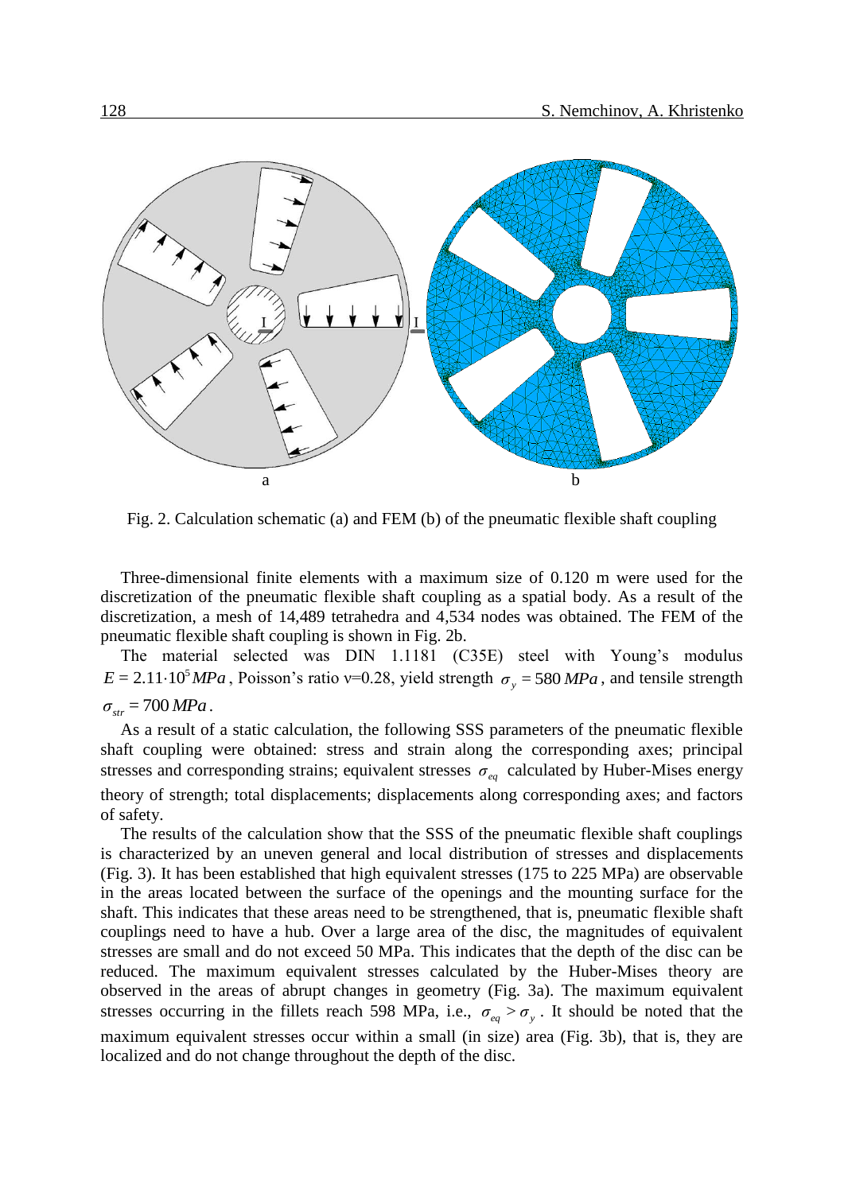Fig. 2. Calculation schematic (a) and FEM (b) of the pneumatic flexible shaft coupling

Three-dimensional finite elements with a maximum size of 0.120 m were used for the discretization of the pneumatic flexible shaft coupling as a spatial body. As a result of the discretization, a mesh of 14,489 tetrahedra and 4,534 nodes was obtained. The FEM of the pneumatic flexible shaft coupling is shown in Fig. 2b.

The material selected was DIN 1.1181 (C35E) steel with Young's modulus $E = 2.11 \cdot 10^5 MPa$, Poisson's ratio ν=0.28, yield strength $\sigma_y = 580\,MPa$, and tensile strength $\sigma_{str} = 700\,MPa$.

As a result of a static calculation, the following SSS parameters of the pneumatic flexible shaft coupling were obtained: stress and strain along the corresponding axes; principal stresses and corresponding strains; equivalent stresses $\sigma_{eq}$ calculated by Huber-Mises energy theory of strength; total displacements; displacements along corresponding axes; and factors of safety.

The results of the calculation show that the SSS of the pneumatic flexible shaft couplings is characterized by an uneven general and local distribution of stresses and displacements (Fig. 3). It has been established that high equivalent stresses (175 to 225 MPa) are observable in the areas located between the surface of the openings and the mounting surface for the shaft. This indicates that these areas need to be strengthened, that is, pneumatic flexible shaft couplings need to have a hub. Over a large area of the disc, the magnitudes of equivalent stresses are small and do not exceed 50 MPa. This indicates that the depth of the disc can be reduced. The maximum equivalent stresses calculated by the Huber-Mises theory are observed in the areas of abrupt changes in geometry (Fig. 3a). The maximum equivalent stresses occurring in the fillets reach 598 MPa, i.e., $\sigma_{eq} > \sigma_y$. It should be noted that the maximum equivalent stresses occur within a small (in size) area (Fig. 3b), that is, they are localized and do not change throughout the depth of the disc.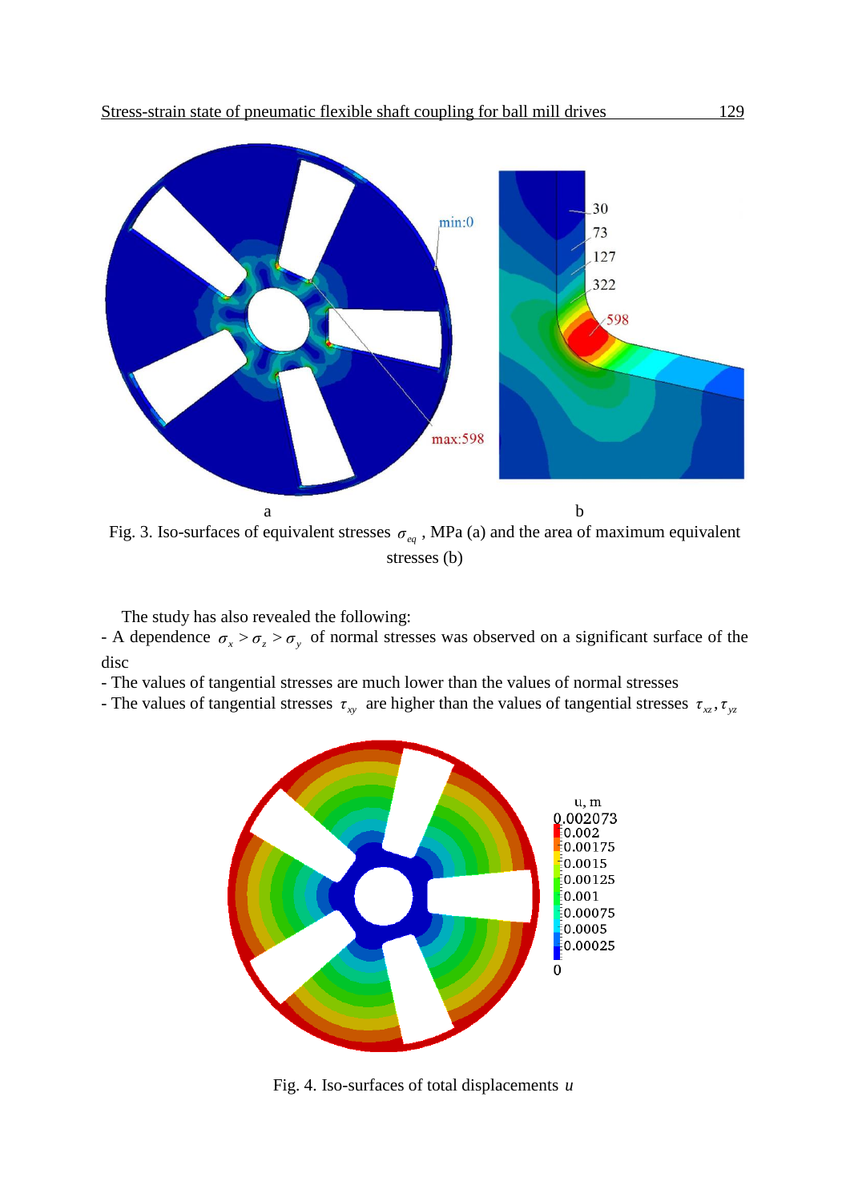Fig. 3. Iso-surfaces of equivalent stresses $\sigma_{eq}$, MPa (a) and the area of maximum equivalent stresses (b)

The study has also revealed the following:

- A dependence $\sigma_x > \sigma_z > \sigma_y$ of normal stresses was observed on a significant surface of the disc
- The values of tangential stresses are much lower than the values of normal stresses
- The values of tangential stresses $\tau_{xy}$ are higher than the values of tangential stresses $\tau_{xz}, \tau_{yz}$

Fig. 4. Iso-surfaces of total displacements $u$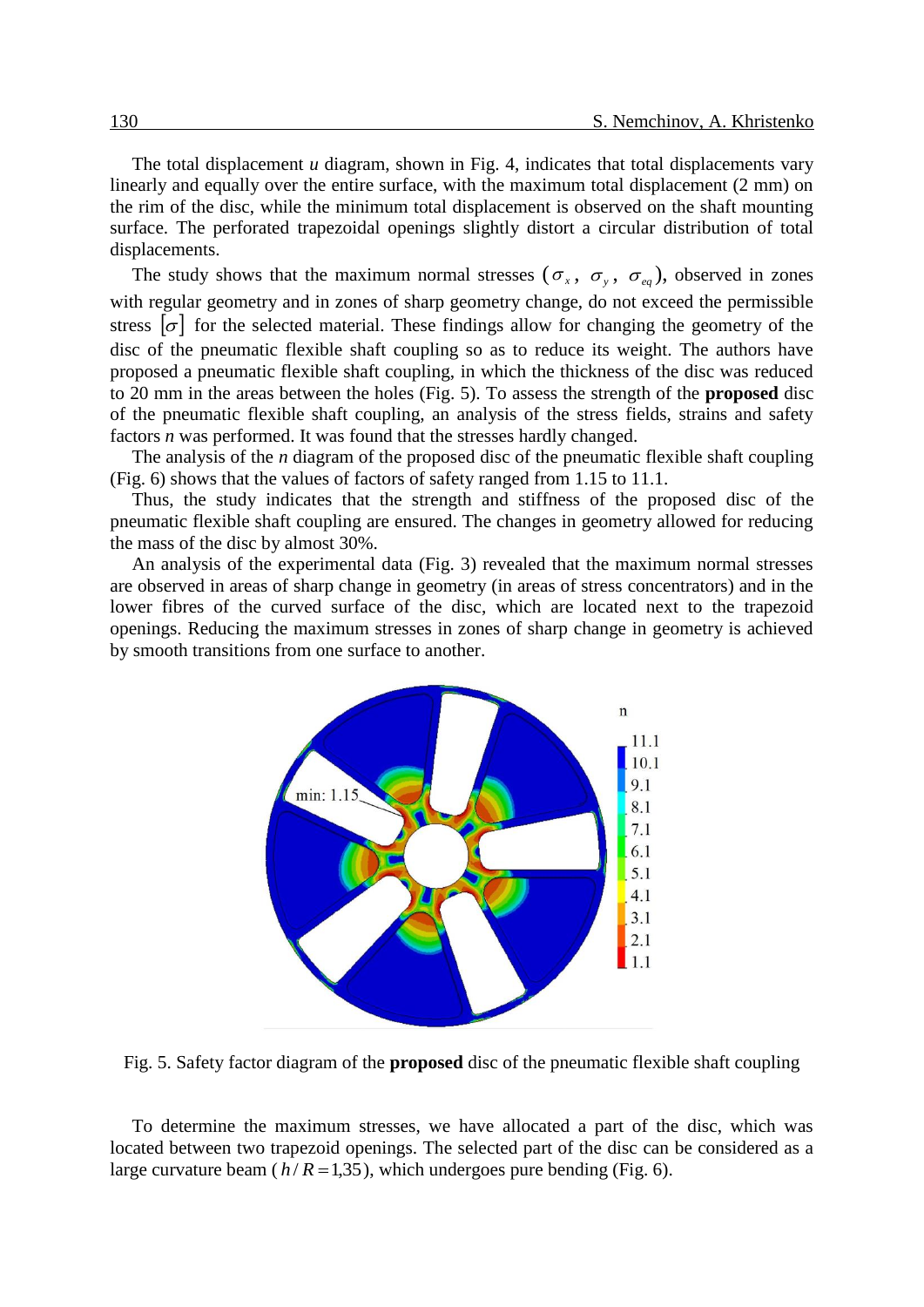The total displacement $u$ diagram, shown in Fig. 4, indicates that total displacements vary linearly and equally over the entire surface, with the maximum total displacement (2 mm) on the rim of the disc, while the minimum total displacement is observed on the shaft mounting surface. The perforated trapezoidal openings slightly distort a circular distribution of total displacements.

The study shows that the maximum normal stresses ($\sigma_x$, $\sigma_y$, $\sigma_{eq}$), observed in zones with regular geometry and in zones of sharp geometry change, do not exceed the permissible stress $[\sigma]$ for the selected material. These findings allow for changing the geometry of the disc of the pneumatic flexible shaft coupling so as to reduce its weight. The authors have proposed a pneumatic flexible shaft coupling, in which the thickness of the disc was reduced to 20 mm in the areas between the holes (Fig. 5). To assess the strength of the **proposed** disc of the pneumatic flexible shaft coupling, an analysis of the stress fields, strains and safety factors $n$ was performed. It was found that the stresses hardly changed.

The analysis of the $n$ diagram of the proposed disc of the pneumatic flexible shaft coupling (Fig. 6) shows that the values of factors of safety ranged from 1.15 to 11.1.

Thus, the study indicates that the strength and stiffness of the proposed disc of the pneumatic flexible shaft coupling are ensured. The changes in geometry allowed for reducing the mass of the disc by almost 30%.

An analysis of the experimental data (Fig. 3) revealed that the maximum normal stresses are observed in areas of sharp change in geometry (in areas of stress concentrators) and in the lower fibres of the curved surface of the disc, which are located next to the trapezoid openings. Reducing the maximum stresses in zones of sharp change in geometry is achieved by smooth transitions from one surface to another.

Fig. 5. Safety factor diagram of the **proposed** disc of the pneumatic flexible shaft coupling

To determine the maximum stresses, we have allocated a part of the disc, which was located between two trapezoid openings. The selected part of the disc can be considered as a large curvature beam ($h/R = 1{,}35$), which undergoes pure bending (Fig. 6).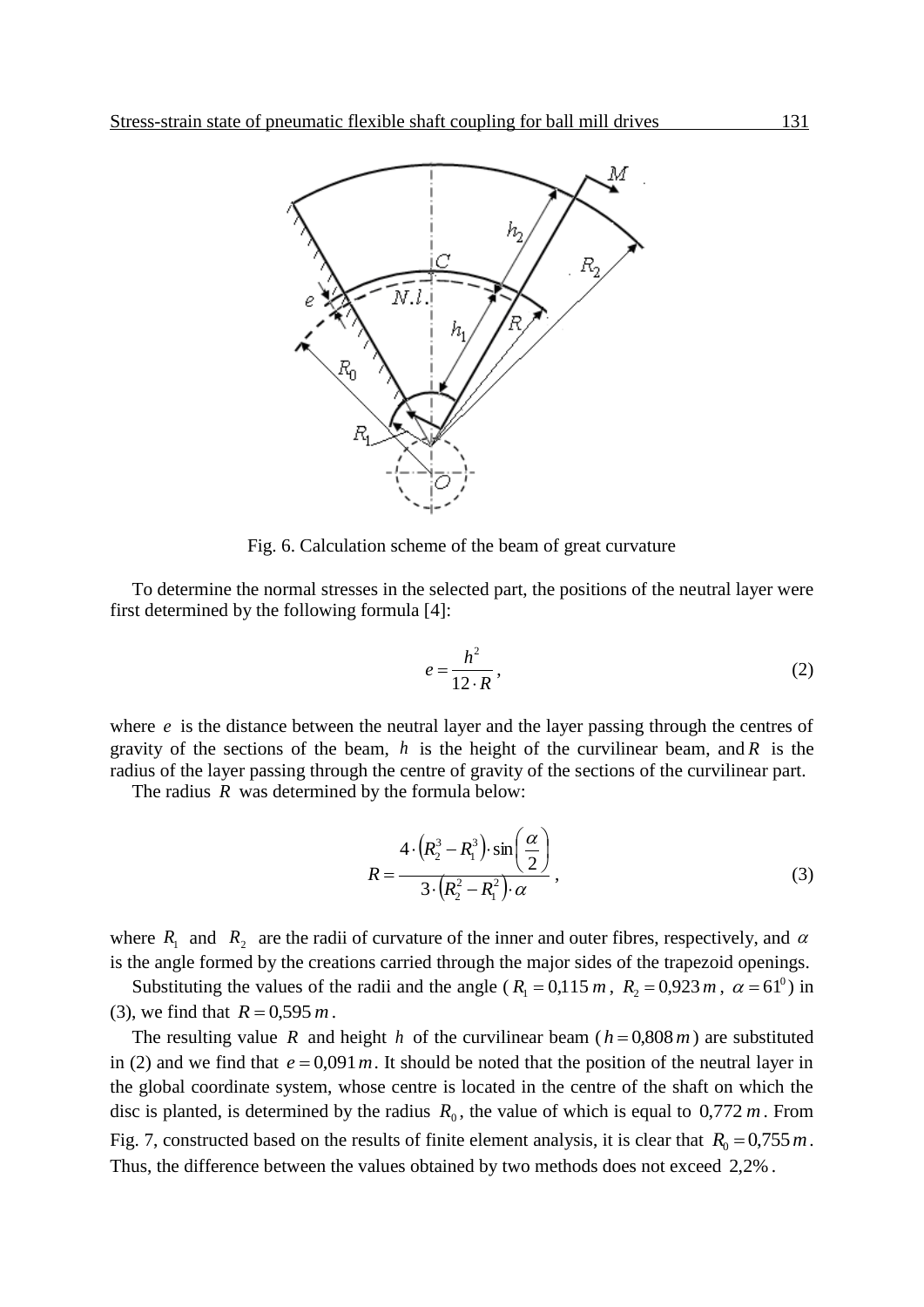Fig. 6. Calculation scheme of the beam of great curvature

To determine the normal stresses in the selected part, the positions of the neutral layer were first determined by the following formula [4]:

$$e = \frac{h^2}{12 \cdot R}, \tag{2}$$

where $e$ is the distance between the neutral layer and the layer passing through the centres of gravity of the sections of the beam, $h$ is the height of the curvilinear beam, and $R$ is the radius of the layer passing through the centre of gravity of the sections of the curvilinear part.

The radius $R$ was determined by the formula below:

$$R = \frac{4 \cdot \left(R_2^3 - R_1^3\right) \cdot \sin\left(\dfrac{\alpha}{2}\right)}{3 \cdot \left(R_2^2 - R_1^2\right) \cdot \alpha}, \tag{3}$$

where $R_1$ and $R_2$ are the radii of curvature of the inner and outer fibres, respectively, and $\alpha$ is the angle formed by the creations carried through the major sides of the trapezoid openings.

Substituting the values of the radii and the angle ($R_1 = 0{,}115\,m$, $R_2 = 0{,}923\,m$, $\alpha = 61^0$) in (3), we find that $R = 0{,}595\,m$.

The resulting value $R$ and height $h$ of the curvilinear beam ($h = 0{,}808\,m$) are substituted in (2) and we find that $e = 0{,}091\,m$. It should be noted that the position of the neutral layer in the global coordinate system, whose centre is located in the centre of the shaft on which the disc is planted, is determined by the radius $R_0$, the value of which is equal to $0{,}772\,m$. From Fig. 7, constructed based on the results of finite element analysis, it is clear that $R_0 = 0{,}755\,m$. Thus, the difference between the values obtained by two methods does not exceed $2{,}2\%$.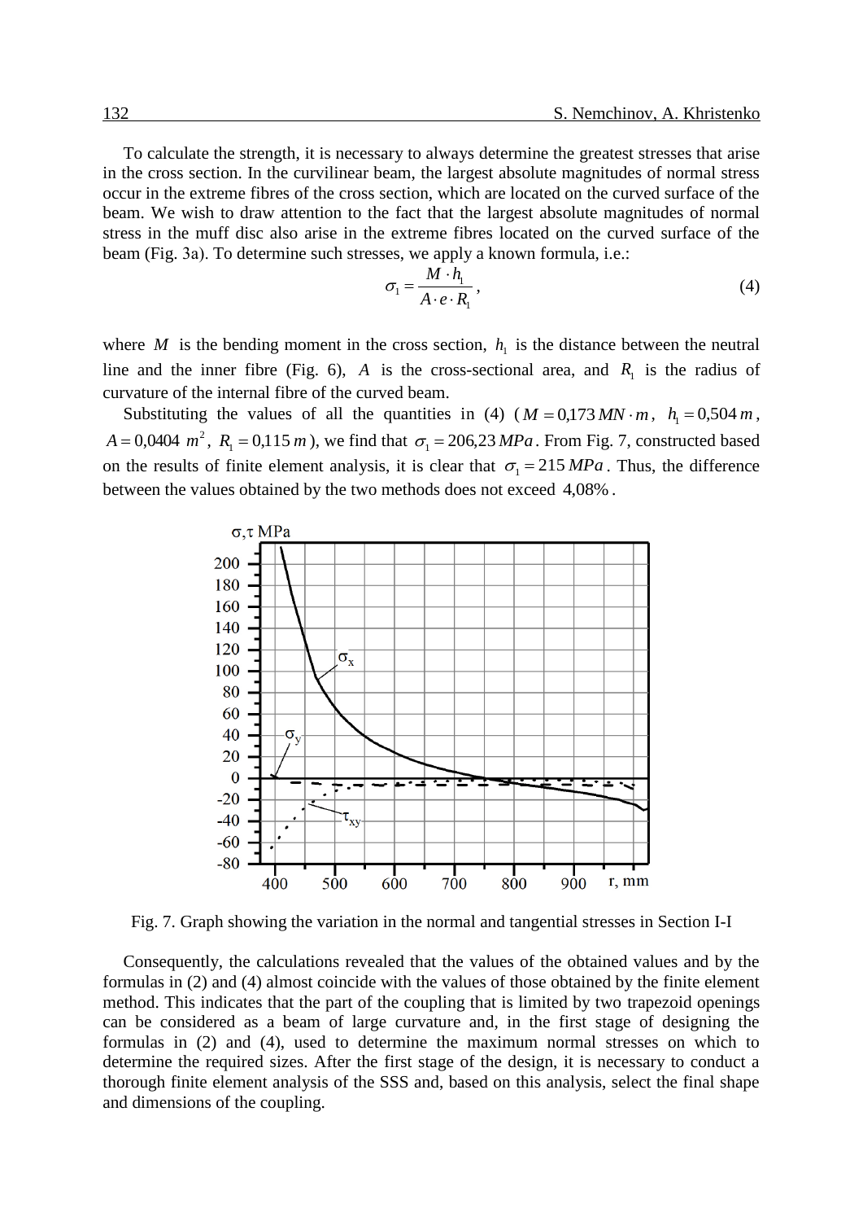To calculate the strength, it is necessary to always determine the greatest stresses that arise in the cross section. In the curvilinear beam, the largest absolute magnitudes of normal stress occur in the extreme fibres of the cross section, which are located on the curved surface of the beam. We wish to draw attention to the fact that the largest absolute magnitudes of normal stress in the muff disc also arise in the extreme fibres located on the curved surface of the beam (Fig. 3a). To determine such stresses, we apply a known formula, i.e.:

$$\sigma_1 = \frac{M \cdot h_1}{A \cdot e \cdot R_1}, \tag{4}$$

where $M$ is the bending moment in the cross section, $h_1$ is the distance between the neutral line and the inner fibre (Fig. 6), $A$ is the cross-sectional area, and $R_1$ is the radius of curvature of the internal fibre of the curved beam.

Substituting the values of all the quantities in (4) ($M = 0{,}173\, MN \cdot m$, $h_1 = 0{,}504\, m$, $A = 0{,}0404\ m^2$, $R_1 = 0{,}115\, m$), we find that $\sigma_1 = 206{,}23\, MPa$. From Fig. 7, constructed based on the results of finite element analysis, it is clear that $\sigma_1 = 215\, MPa$. Thus, the difference between the values obtained by the two methods does not exceed $4{,}08\%$.

Fig. 7. Graph showing the variation in the normal and tangential stresses in Section I-I

Consequently, the calculations revealed that the values of the obtained values and by the formulas in (2) and (4) almost coincide with the values of those obtained by the finite element method. This indicates that the part of the coupling that is limited by two trapezoid openings can be considered as a beam of large curvature and, in the first stage of designing the formulas in (2) and (4), used to determine the maximum normal stresses on which to determine the required sizes. After the first stage of the design, it is necessary to conduct a thorough finite element analysis of the SSS and, based on this analysis, select the final shape and dimensions of the coupling.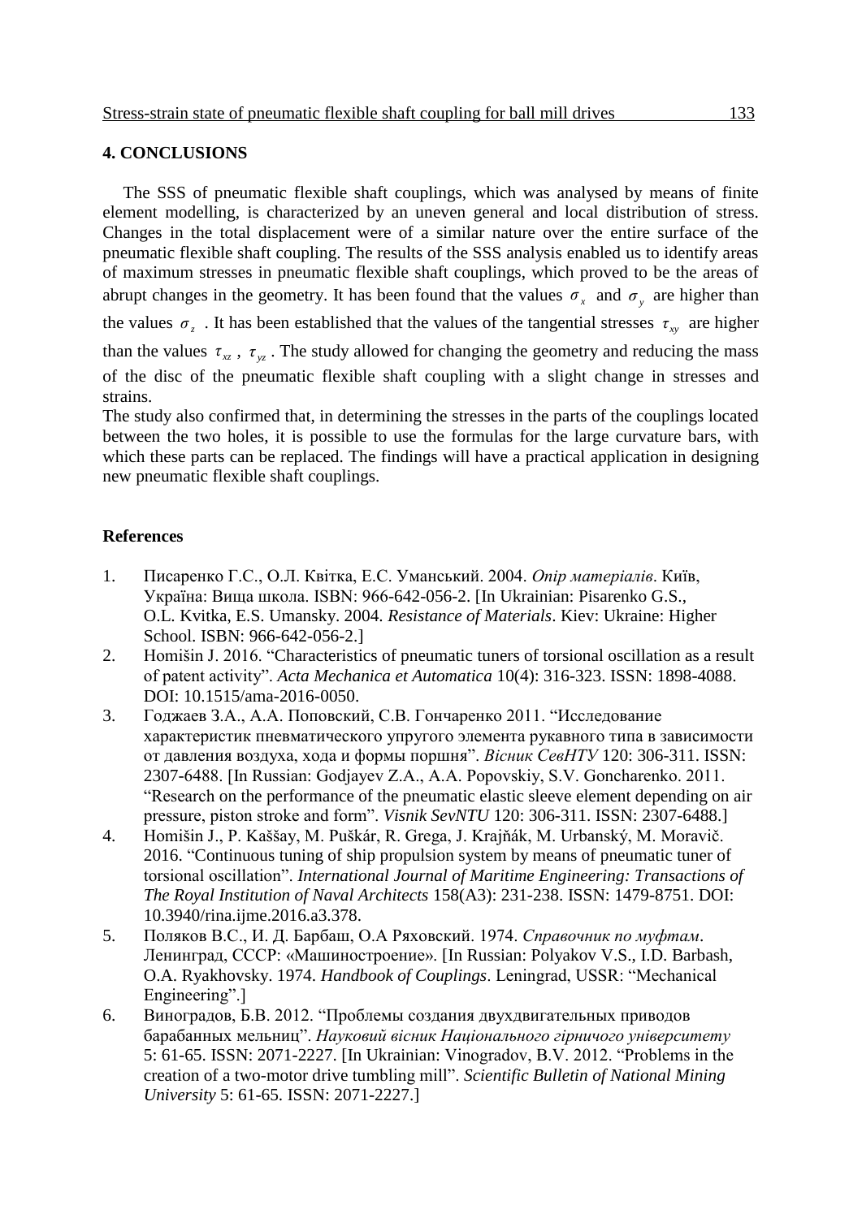## 4. CONCLUSIONS

The SSS of pneumatic flexible shaft couplings, which was analysed by means of finite element modelling, is characterized by an uneven general and local distribution of stress. Changes in the total displacement were of a similar nature over the entire surface of the pneumatic flexible shaft coupling. The results of the SSS analysis enabled us to identify areas of maximum stresses in pneumatic flexible shaft couplings, which proved to be the areas of abrupt changes in the geometry. It has been found that the values $\sigma_x$ and $\sigma_y$ are higher than the values $\sigma_z$. It has been established that the values of the tangential stresses $\tau_{xy}$ are higher than the values $\tau_{xz}$, $\tau_{yz}$. The study allowed for changing the geometry and reducing the mass of the disc of the pneumatic flexible shaft coupling with a slight change in stresses and strains.

The study also confirmed that, in determining the stresses in the parts of the couplings located between the two holes, it is possible to use the formulas for the large curvature bars, with which these parts can be replaced. The findings will have a practical application in designing new pneumatic flexible shaft couplings.

### References

1. Писаренко Г.С., О.Л. Квітка, Е.С. Уманський. 2004. *Опір матеріалів*. Київ, Україна: Вища школа. ISBN: 966-642-056-2. [In Ukrainian: Pisarenko G.S., O.L. Kvitka, E.S. Umansky. 2004. *Resistance of Materials*. Kiev: Ukraine: Higher School. ISBN: 966-642-056-2.]
2. Homišin J. 2016. "Characteristics of pneumatic tuners of torsional oscillation as a result of patent activity". *Acta Mechanica et Automatica* 10(4): 316-323. ISSN: 1898-4088. DOI: 10.1515/ama-2016-0050.
3. Годжаев З.А., А.А. Поповский, С.В. Гончаренко 2011. "Исследование характеристик пневматического упругого элемента рукавного типа в зависимости от давления воздуха, хода и формы поршня". *Вісник СевНТУ* 120: 306-311. ISSN: 2307-6488. [In Russian: Godjayev Z.A., A.A. Popovskiy, S.V. Goncharenko. 2011. "Research on the performance of the pneumatic elastic sleeve element depending on air pressure, piston stroke and form". *Visnik SevNTU* 120: 306-311. ISSN: 2307-6488.]
4. Homišin J., P. Kaššay, M. Puškár, R. Grega, J. Krajňák, M. Urbanský, M. Moravič. 2016. "Continuous tuning of ship propulsion system by means of pneumatic tuner of torsional oscillation". *International Journal of Maritime Engineering: Transactions of The Royal Institution of Naval Architects* 158(A3): 231-238. ISSN: 1479-8751. DOI: 10.3940/rina.ijme.2016.a3.378.
5. Поляков В.С., И. Д. Барбаш, О.А Ряховский. 1974. *Справочник по муфтам*. Ленинград, СССР: «Машиностроение». [In Russian: Polyakov V.S., I.D. Barbash, O.A. Ryakhovsky. 1974. *Handbook of Couplings*. Leningrad, USSR: "Mechanical Engineering".]
6. Виноградов, Б.В. 2012. "Проблемы создания двухдвигательных приводов барабанных мельниц". *Науковий вісник Національного гірничого університету* 5: 61-65. ISSN: 2071-2227. [In Ukrainian: Vinogradov, B.V. 2012. "Problems in the creation of a two-motor drive tumbling mill". *Scientific Bulletin of National Mining University* 5: 61-65. ISSN: 2071-2227.]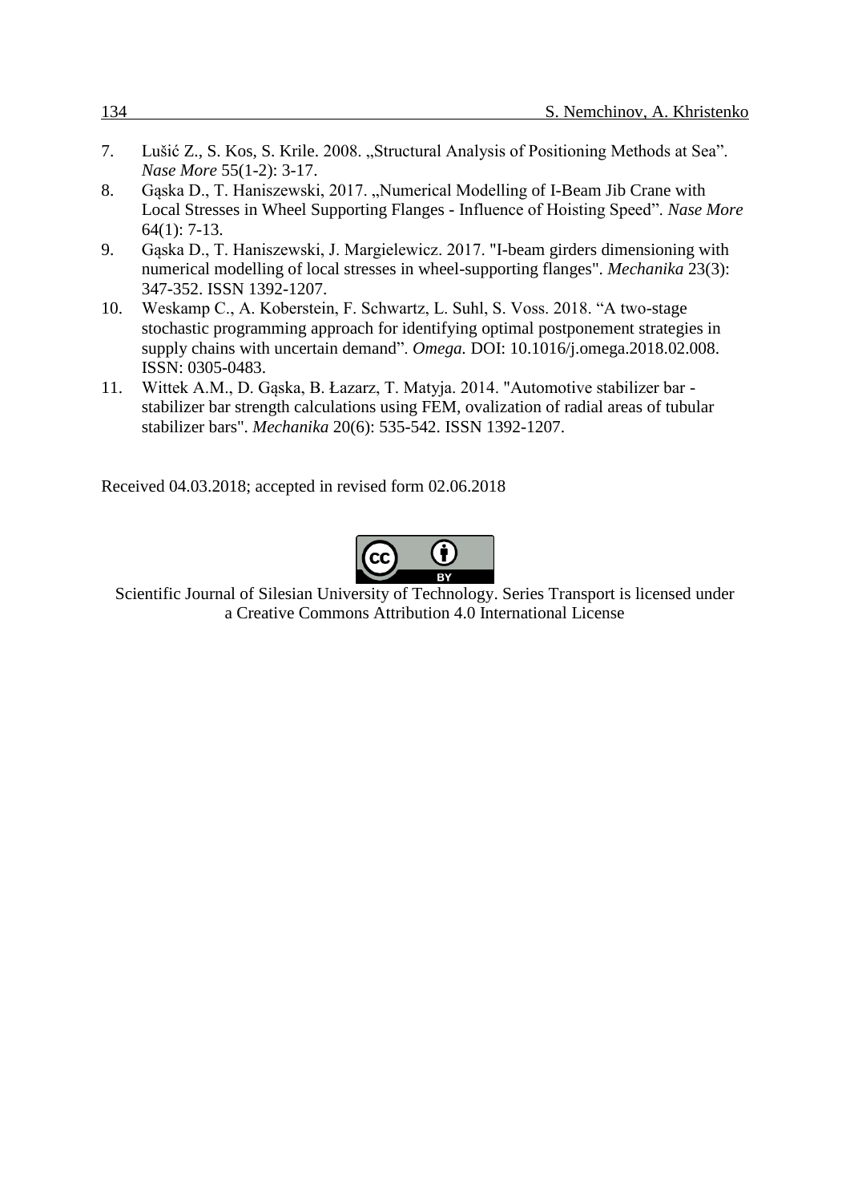7. Lušić Z., S. Kos, S. Krile. 2008. „Structural Analysis of Positioning Methods at Sea”. *Nase More* 55(1-2): 3-17.
8. Gąska D., T. Haniszewski, 2017. „Numerical Modelling of I-Beam Jib Crane with Local Stresses in Wheel Supporting Flanges - Influence of Hoisting Speed”. *Nase More* 64(1): 7-13.
9. Gąska D., T. Haniszewski, J. Margielewicz. 2017. "I-beam girders dimensioning with numerical modelling of local stresses in wheel-supporting flanges". *Mechanika* 23(3): 347-352. ISSN 1392-1207.
10. Weskamp C., A. Koberstein, F. Schwartz, L. Suhl, S. Voss. 2018. “A two-stage stochastic programming approach for identifying optimal postponement strategies in supply chains with uncertain demand”. *Omega.* DOI: 10.1016/j.omega.2018.02.008. ISSN: 0305-0483.
11. Wittek A.M., D. Gąska, B. Łazarz, T. Matyja. 2014. "Automotive stabilizer bar - stabilizer bar strength calculations using FEM, ovalization of radial areas of tubular stabilizer bars". *Mechanika* 20(6): 535-542. ISSN 1392-1207.

Received 04.03.2018; accepted in revised form 02.06.2018

Scientific Journal of Silesian University of Technology. Series Transport is licensed under a Creative Commons Attribution 4.0 International License